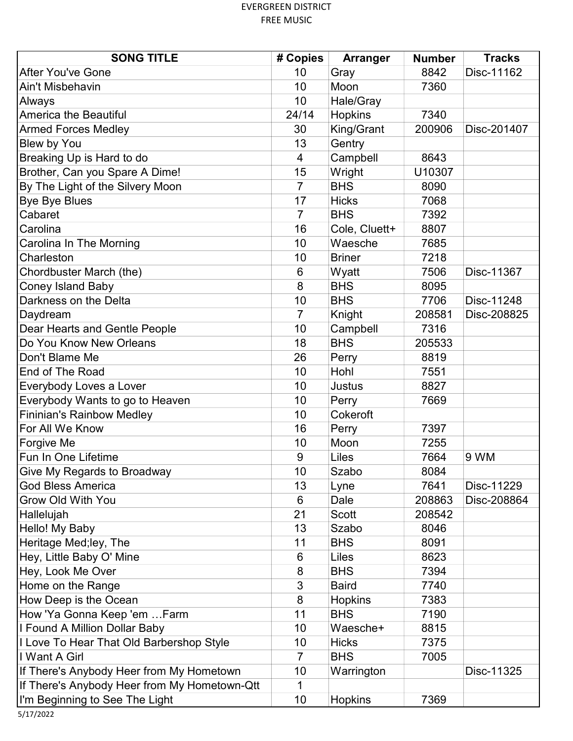# EVERGREEN DISTRICT
## FREE MUSIC

| SONG TITLE | # Copies | Arranger | Number | Tracks |
|---|---|---|---|---|
| After You've Gone | 10 | Gray | 8842 | Disc-11162 |
| Ain't Misbehavin | 10 | Moon | 7360 | |
| Always | 10 | Hale/Gray | | |
| America the Beautiful | 24/14 | Hopkins | 7340 | |
| Armed Forces Medley | 30 | King/Grant | 200906 | Disc-201407 |
| Blew by You | 13 | Gentry | | |
| Breaking Up is Hard to do | 4 | Campbell | 8643 | |
| Brother, Can you Spare A Dime! | 15 | Wright | U10307 | |
| By The Light of the Silvery Moon | 7 | BHS | 8090 | |
| Bye Bye Blues | 17 | Hicks | 7068 | |
| Cabaret | 7 | BHS | 7392 | |
| Carolina | 16 | Cole, Cluett+ | 8807 | |
| Carolina In The Morning | 10 | Waesche | 7685 | |
| Charleston | 10 | Briner | 7218 | |
| Chordbuster March (the) | 6 | Wyatt | 7506 | Disc-11367 |
| Coney Island Baby | 8 | BHS | 8095 | |
| Darkness on the Delta | 10 | BHS | 7706 | Disc-11248 |
| Daydream | 7 | Knight | 208581 | Disc-208825 |
| Dear Hearts and Gentle People | 10 | Campbell | 7316 | |
| Do You Know New Orleans | 18 | BHS | 205533 | |
| Don't Blame Me | 26 | Perry | 8819 | |
| End of The Road | 10 | Hohl | 7551 | |
| Everybody Loves a Lover | 10 | Justus | 8827 | |
| Everybody Wants to go to Heaven | 10 | Perry | 7669 | |
| Fininian's Rainbow Medley | 10 | Cokeroft | | |
| For All We Know | 16 | Perry | 7397 | |
| Forgive Me | 10 | Moon | 7255 | |
| Fun In One Lifetime | 9 | Liles | 7664 | 9 WM |
| Give My Regards to Broadway | 10 | Szabo | 8084 | |
| God Bless America | 13 | Lyne | 7641 | Disc-11229 |
| Grow Old With You | 6 | Dale | 208863 | Disc-208864 |
| Hallelujah | 21 | Scott | 208542 | |
| Hello! My Baby | 13 | Szabo | 8046 | |
| Heritage Med;ley, The | 11 | BHS | 8091 | |
| Hey, Little Baby O' Mine | 6 | Liles | 8623 | |
| Hey, Look Me Over | 8 | BHS | 7394 | |
| Home on the Range | 3 | Baird | 7740 | |
| How Deep is the Ocean | 8 | Hopkins | 7383 | |
| How 'Ya Gonna Keep 'em …Farm | 11 | BHS | 7190 | |
| I Found A Million Dollar Baby | 10 | Waesche+ | 8815 | |
| I Love To Hear That Old Barbershop Style | 10 | Hicks | 7375 | |
| I Want A Girl | 7 | BHS | 7005 | |
| If There's Anybody Heer from My Hometown | 10 | Warrington | | Disc-11325 |
| If There's Anybody Heer from My Hometown-Qtt | 1 | | | |
| I'm Beginning to See The Light | 10 | Hopkins | 7369 | |

5/17/2022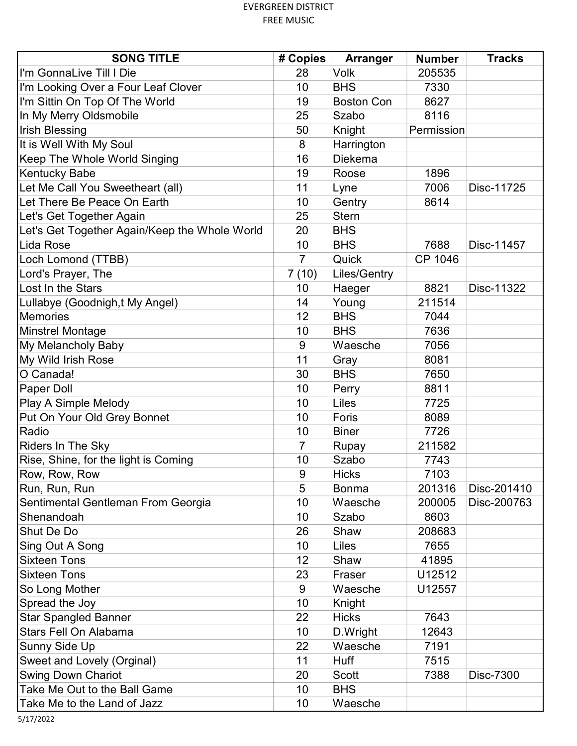EVERGREEN DISTRICT
FREE MUSIC

| SONG TITLE | # Copies | Arranger | Number | Tracks |
|---|---|---|---|---|
| I'm GonnaLive Till I Die | 28 | Volk | 205535 | |
| I'm Looking Over a Four Leaf Clover | 10 | BHS | 7330 | |
| I'm Sittin On Top Of The World | 19 | Boston Con | 8627 | |
| In My Merry Oldsmobile | 25 | Szabo | 8116 | |
| Irish Blessing | 50 | Knight | Permission | |
| It is Well With My Soul | 8 | Harrington | | |
| Keep The Whole World Singing | 16 | Diekema | | |
| Kentucky Babe | 19 | Roose | 1896 | |
| Let Me Call You Sweetheart (all) | 11 | Lyne | 7006 | Disc-11725 |
| Let There Be Peace On Earth | 10 | Gentry | 8614 | |
| Let's Get Together Again | 25 | Stern | | |
| Let's Get Together Again/Keep the Whole World | 20 | BHS | | |
| Lida Rose | 10 | BHS | 7688 | Disc-11457 |
| Loch Lomond (TTBB) | 7 | Quick | CP 1046 | |
| Lord's Prayer, The | 7 (10) | Liles/Gentry | | |
| Lost In the Stars | 10 | Haeger | 8821 | Disc-11322 |
| Lullabye (Goodnigh,t My Angel) | 14 | Young | 211514 | |
| Memories | 12 | BHS | 7044 | |
| Minstrel Montage | 10 | BHS | 7636 | |
| My Melancholy Baby | 9 | Waesche | 7056 | |
| My Wild Irish Rose | 11 | Gray | 8081 | |
| O Canada! | 30 | BHS | 7650 | |
| Paper Doll | 10 | Perry | 8811 | |
| Play A Simple Melody | 10 | Liles | 7725 | |
| Put On Your Old Grey Bonnet | 10 | Foris | 8089 | |
| Radio | 10 | Biner | 7726 | |
| Riders In The Sky | 7 | Rupay | 211582 | |
| Rise, Shine, for the light is Coming | 10 | Szabo | 7743 | |
| Row, Row, Row | 9 | Hicks | 7103 | |
| Run, Run, Run | 5 | Bonma | 201316 | Disc-201410 |
| Sentimental Gentleman From Georgia | 10 | Waesche | 200005 | Disc-200763 |
| Shenandoah | 10 | Szabo | 8603 | |
| Shut De Do | 26 | Shaw | 208683 | |
| Sing Out A Song | 10 | Liles | 7655 | |
| Sixteen Tons | 12 | Shaw | 41895 | |
| Sixteen Tons | 23 | Fraser | U12512 | |
| So Long Mother | 9 | Waesche | U12557 | |
| Spread the Joy | 10 | Knight | | |
| Star Spangled Banner | 22 | Hicks | 7643 | |
| Stars Fell On Alabama | 10 | D.Wright | 12643 | |
| Sunny Side Up | 22 | Waesche | 7191 | |
| Sweet and Lovely (Orginal) | 11 | Huff | 7515 | |
| Swing Down Chariot | 20 | Scott | 7388 | Disc-7300 |
| Take Me Out to the Ball Game | 10 | BHS | | |
| Take Me to the Land of Jazz | 10 | Waesche | | |

5/17/2022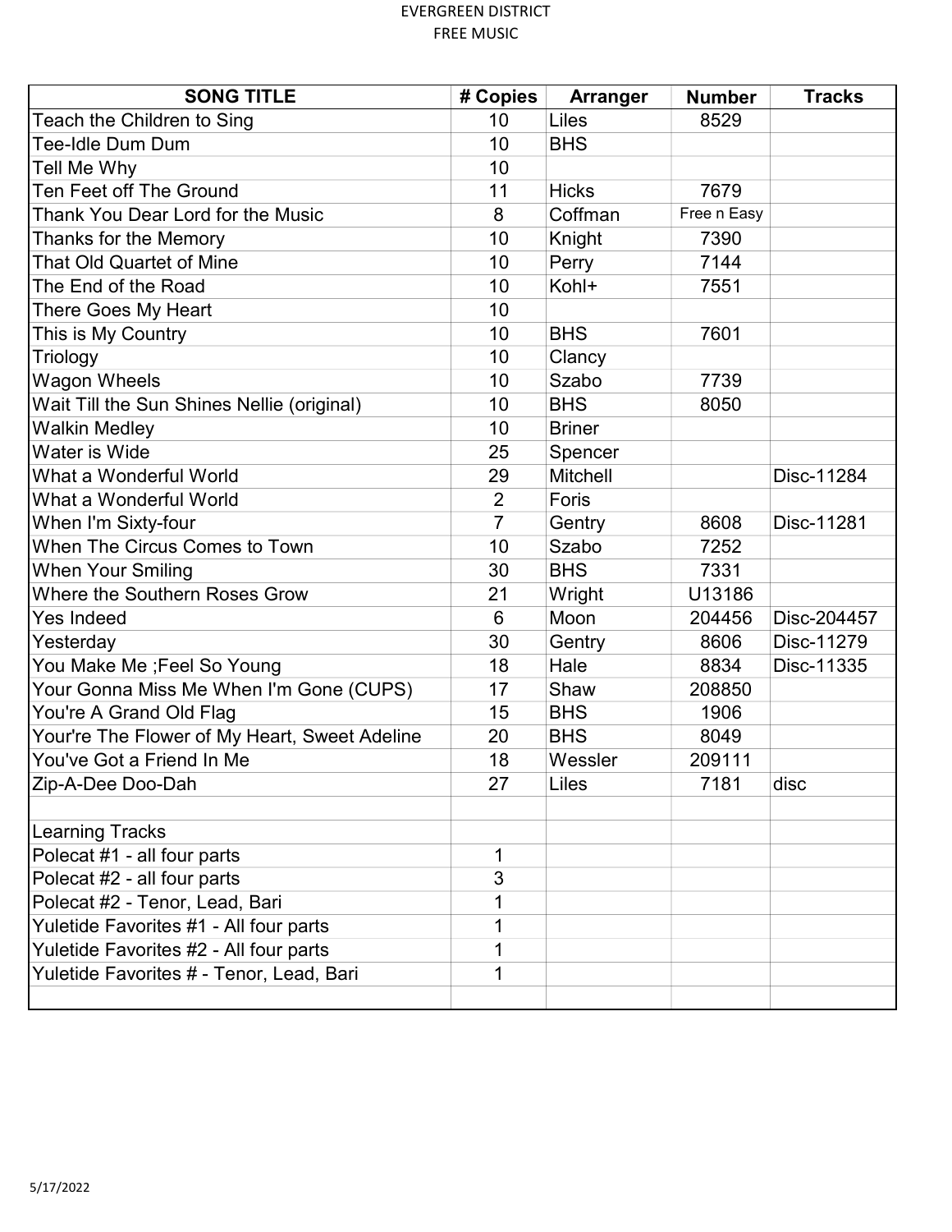EVERGREEN DISTRICT
FREE MUSIC

| SONG TITLE | # Copies | Arranger | Number | Tracks |
|---|---|---|---|---|
| Teach the Children to Sing | 10 | Liles | 8529 | |
| Tee-Idle Dum Dum | 10 | BHS | | |
| Tell Me Why | 10 | | | |
| Ten Feet off The Ground | 11 | Hicks | 7679 | |
| Thank You Dear Lord for the Music | 8 | Coffman | Free n Easy | |
| Thanks for the Memory | 10 | Knight | 7390 | |
| That Old Quartet of Mine | 10 | Perry | 7144 | |
| The End of the Road | 10 | Kohl+ | 7551 | |
| There Goes My Heart | 10 | | | |
| This is My Country | 10 | BHS | 7601 | |
| Triology | 10 | Clancy | | |
| Wagon Wheels | 10 | Szabo | 7739 | |
| Wait Till the Sun Shines Nellie (original) | 10 | BHS | 8050 | |
| Walkin Medley | 10 | Briner | | |
| Water is Wide | 25 | Spencer | | |
| What a Wonderful World | 29 | Mitchell | | Disc-11284 |
| What a Wonderful World | 2 | Foris | | |
| When I'm Sixty-four | 7 | Gentry | 8608 | Disc-11281 |
| When The Circus Comes to Town | 10 | Szabo | 7252 | |
| When Your Smiling | 30 | BHS | 7331 | |
| Where the Southern Roses Grow | 21 | Wright | U13186 | |
| Yes Indeed | 6 | Moon | 204456 | Disc-204457 |
| Yesterday | 30 | Gentry | 8606 | Disc-11279 |
| You Make Me ;Feel So Young | 18 | Hale | 8834 | Disc-11335 |
| Your Gonna Miss Me When I'm Gone (CUPS) | 17 | Shaw | 208850 | |
| You're A Grand Old Flag | 15 | BHS | 1906 | |
| Your're The Flower of My Heart, Sweet Adeline | 20 | BHS | 8049 | |
| You've Got a Friend In Me | 18 | Wessler | 209111 | |
| Zip-A-Dee Doo-Dah | 27 | Liles | 7181 | disc |
| | | | | |
| Learning Tracks | | | | |
| Polecat #1 - all four parts | 1 | | | |
| Polecat #2 - all four parts | 3 | | | |
| Polecat #2 - Tenor, Lead, Bari | 1 | | | |
| Yuletide Favorites #1 - All four parts | 1 | | | |
| Yuletide Favorites #2 - All four parts | 1 | | | |
| Yuletide Favorites # - Tenor, Lead, Bari | 1 | | | |
| | | | | |

5/17/2022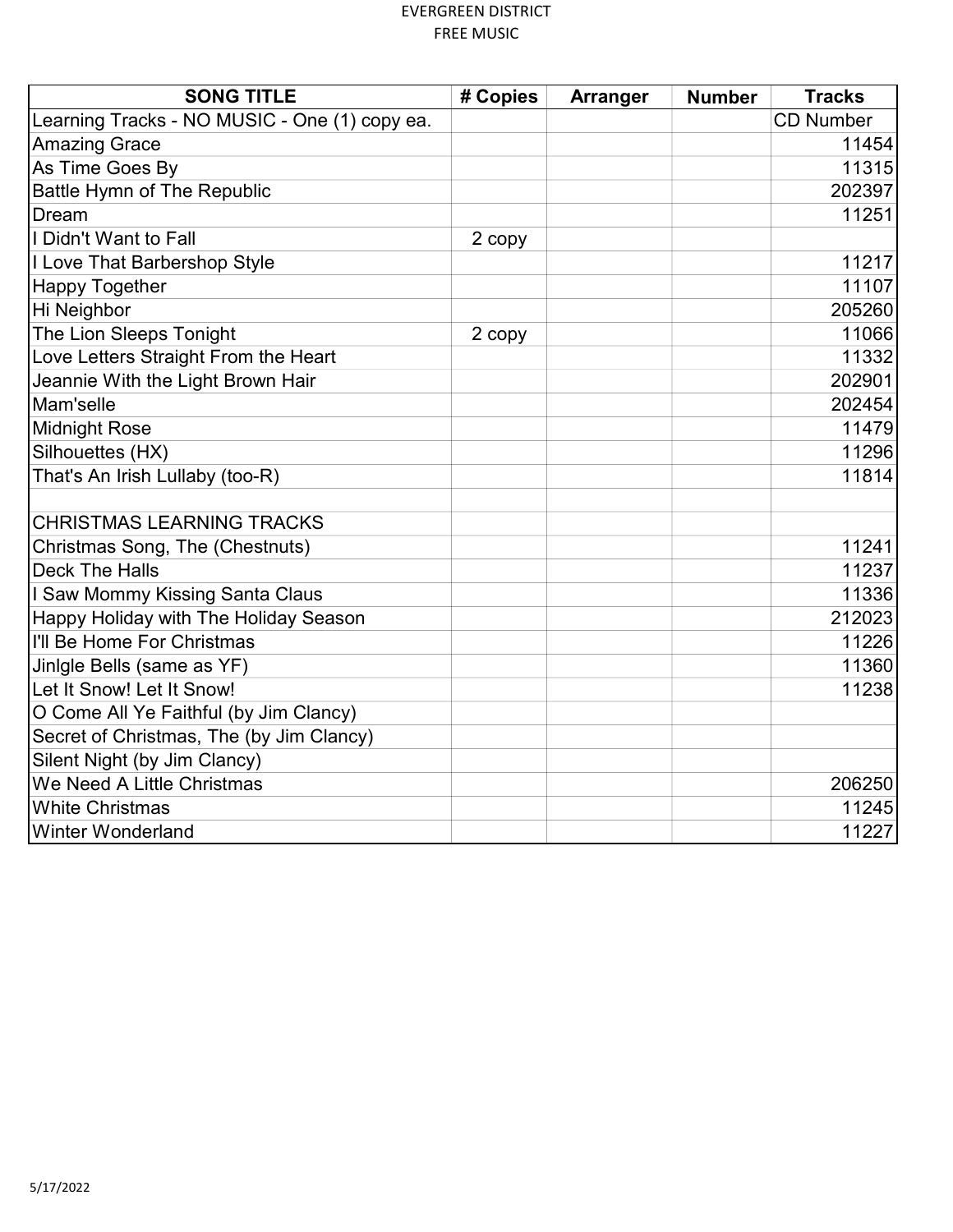EVERGREEN DISTRICT
FREE MUSIC

| SONG TITLE | # Copies | Arranger | Number | Tracks |
|---|---|---|---|---|
| Learning Tracks - NO MUSIC - One (1) copy ea. | | | | CD Number |
| Amazing Grace | | | | 11454 |
| As Time Goes By | | | | 11315 |
| Battle Hymn of The Republic | | | | 202397 |
| Dream | | | | 11251 |
| I Didn't Want to Fall | 2 copy | | | |
| I Love That Barbershop Style | | | | 11217 |
| Happy Together | | | | 11107 |
| Hi Neighbor | | | | 205260 |
| The Lion Sleeps Tonight | 2 copy | | | 11066 |
| Love Letters Straight From the Heart | | | | 11332 |
| Jeannie With the Light Brown Hair | | | | 202901 |
| Mam'selle | | | | 202454 |
| Midnight Rose | | | | 11479 |
| Silhouettes (HX) | | | | 11296 |
| That's An Irish Lullaby (too-R) | | | | 11814 |
| | | | | |
| CHRISTMAS LEARNING TRACKS | | | | |
| Christmas Song, The (Chestnuts) | | | | 11241 |
| Deck The Halls | | | | 11237 |
| I Saw Mommy Kissing Santa Claus | | | | 11336 |
| Happy Holiday with The Holiday Season | | | | 212023 |
| I'll Be Home For Christmas | | | | 11226 |
| Jinlgle Bells (same as YF) | | | | 11360 |
| Let It Snow! Let It Snow! | | | | 11238 |
| O Come All Ye Faithful (by Jim Clancy) | | | | |
| Secret of Christmas, The (by Jim Clancy) | | | | |
| Silent Night (by Jim Clancy) | | | | |
| We Need A Little Christmas | | | | 206250 |
| White Christmas | | | | 11245 |
| Winter Wonderland | | | | 11227 |

5/17/2022